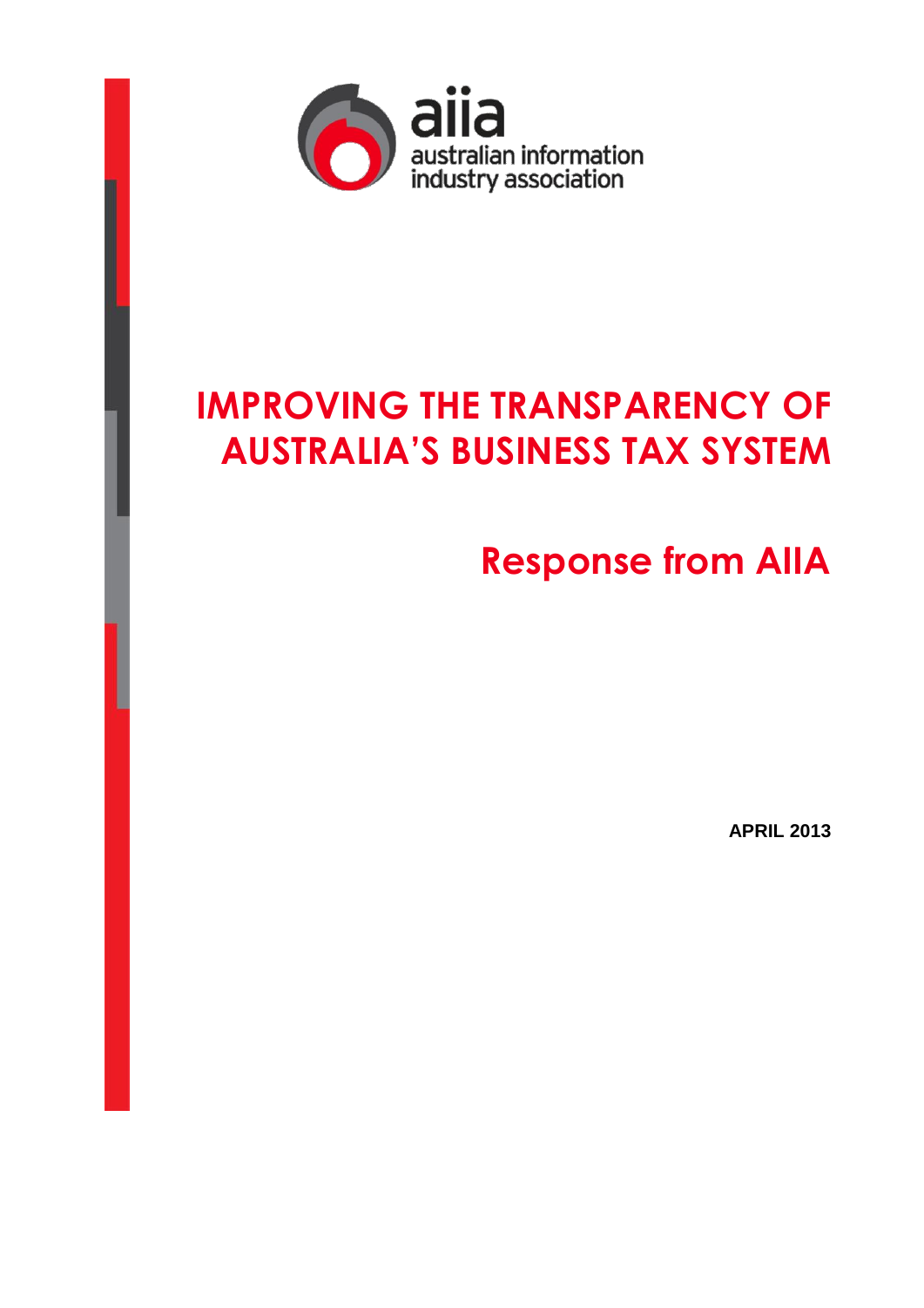aiia
australian information industry association

# IMPROVING THE TRANSPARENCY OF AUSTRALIA'S BUSINESS TAX SYSTEM

## Response from AIIA

**APRIL 2013**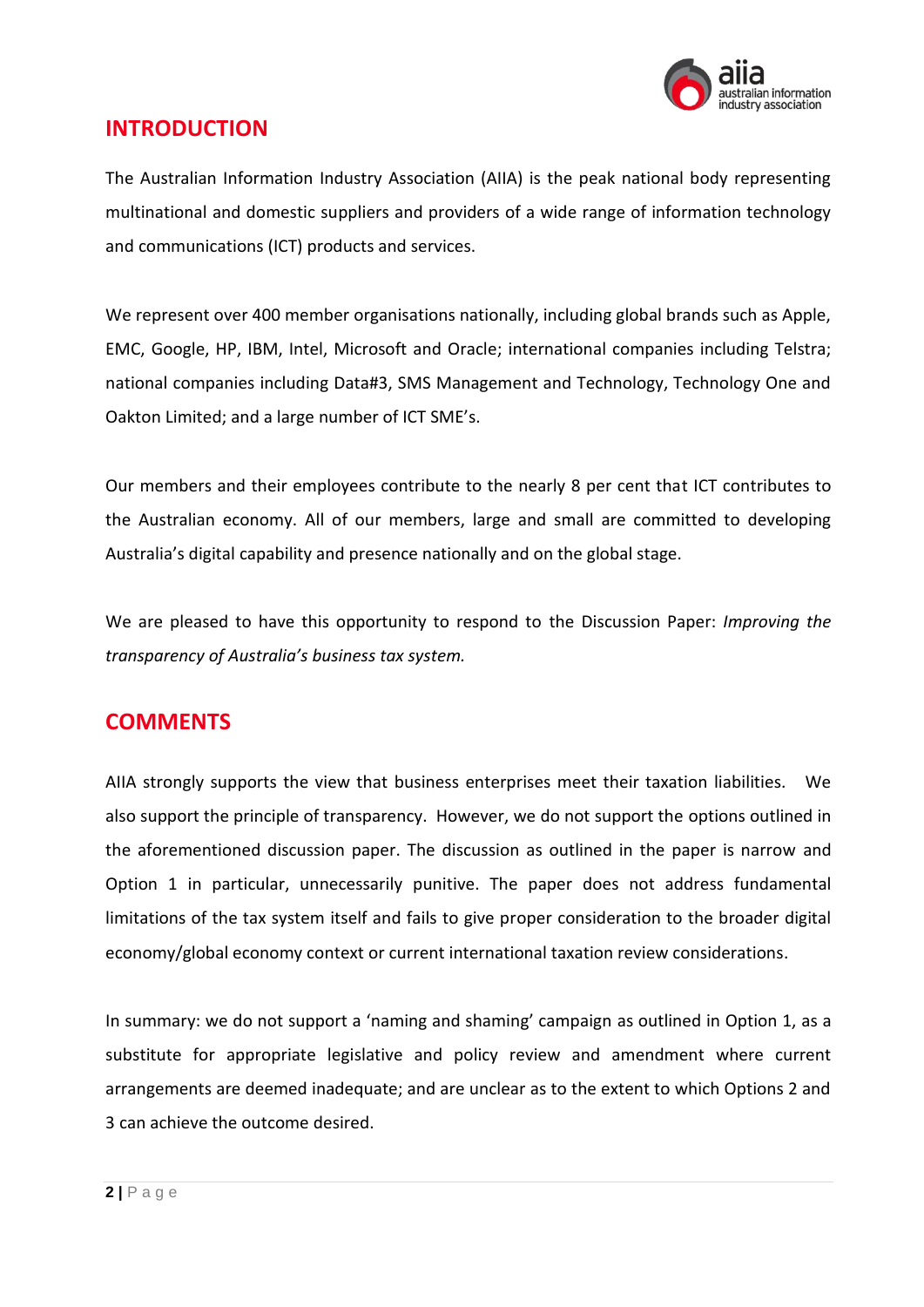## INTRODUCTION

The Australian Information Industry Association (AIIA) is the peak national body representing multinational and domestic suppliers and providers of a wide range of information technology and communications (ICT) products and services.

We represent over 400 member organisations nationally, including global brands such as Apple, EMC, Google, HP, IBM, Intel, Microsoft and Oracle; international companies including Telstra; national companies including Data#3, SMS Management and Technology, Technology One and Oakton Limited; and a large number of ICT SME's.

Our members and their employees contribute to the nearly 8 per cent that ICT contributes to the Australian economy. All of our members, large and small are committed to developing Australia's digital capability and presence nationally and on the global stage.

We are pleased to have this opportunity to respond to the Discussion Paper: *Improving the transparency of Australia's business tax system.*

## COMMENTS

AIIA strongly supports the view that business enterprises meet their taxation liabilities. We also support the principle of transparency. However, we do not support the options outlined in the aforementioned discussion paper. The discussion as outlined in the paper is narrow and Option 1 in particular, unnecessarily punitive. The paper does not address fundamental limitations of the tax system itself and fails to give proper consideration to the broader digital economy/global economy context or current international taxation review considerations.

In summary: we do not support a 'naming and shaming' campaign as outlined in Option 1, as a substitute for appropriate legislative and policy review and amendment where current arrangements are deemed inadequate; and are unclear as to the extent to which Options 2 and 3 can achieve the outcome desired.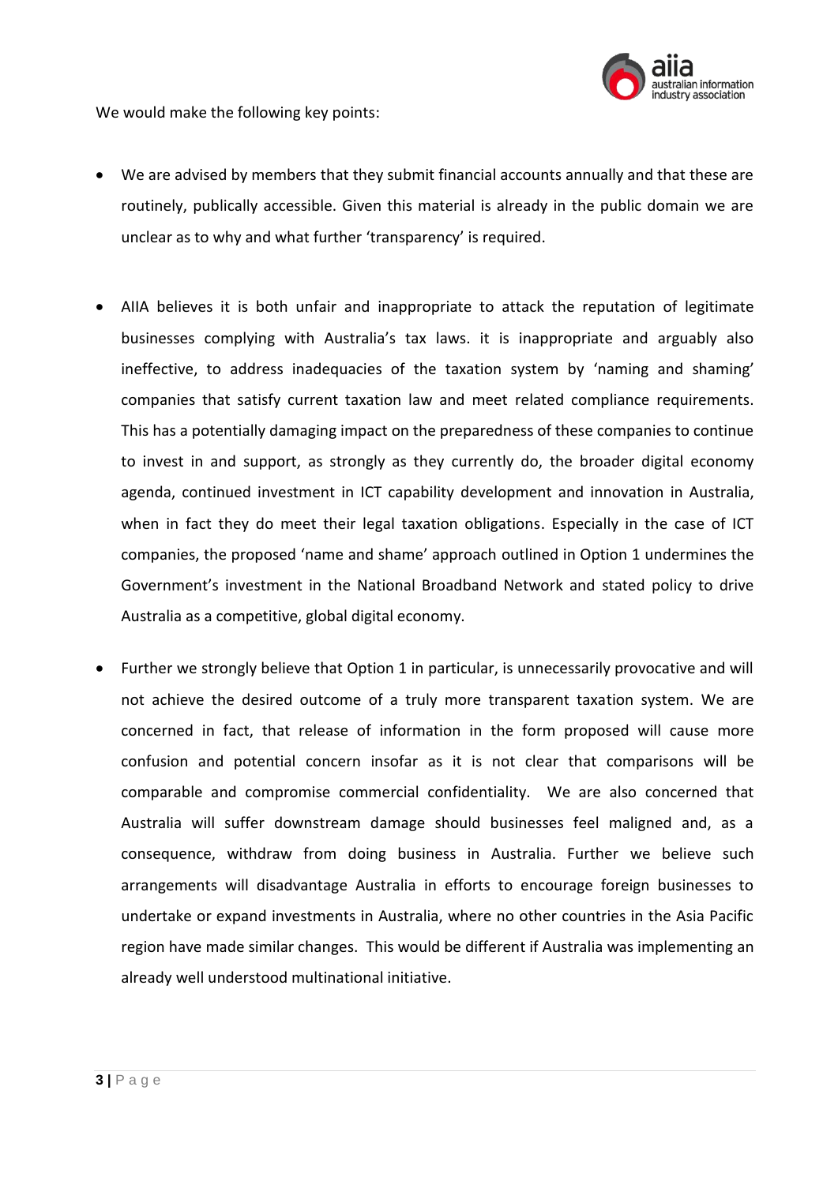We would make the following key points:

- We are advised by members that they submit financial accounts annually and that these are routinely, publically accessible. Given this material is already in the public domain we are unclear as to why and what further 'transparency' is required.

- AIIA believes it is both unfair and inappropriate to attack the reputation of legitimate businesses complying with Australia's tax laws. it is inappropriate and arguably also ineffective, to address inadequacies of the taxation system by 'naming and shaming' companies that satisfy current taxation law and meet related compliance requirements. This has a potentially damaging impact on the preparedness of these companies to continue to invest in and support, as strongly as they currently do, the broader digital economy agenda, continued investment in ICT capability development and innovation in Australia, when in fact they do meet their legal taxation obligations. Especially in the case of ICT companies, the proposed 'name and shame' approach outlined in Option 1 undermines the Government's investment in the National Broadband Network and stated policy to drive Australia as a competitive, global digital economy.

- Further we strongly believe that Option 1 in particular, is unnecessarily provocative and will not achieve the desired outcome of a truly more transparent taxation system. We are concerned in fact, that release of information in the form proposed will cause more confusion and potential concern insofar as it is not clear that comparisons will be comparable and compromise commercial confidentiality. We are also concerned that Australia will suffer downstream damage should businesses feel maligned and, as a consequence, withdraw from doing business in Australia. Further we believe such arrangements will disadvantage Australia in efforts to encourage foreign businesses to undertake or expand investments in Australia, where no other countries in the Asia Pacific region have made similar changes. This would be different if Australia was implementing an already well understood multinational initiative.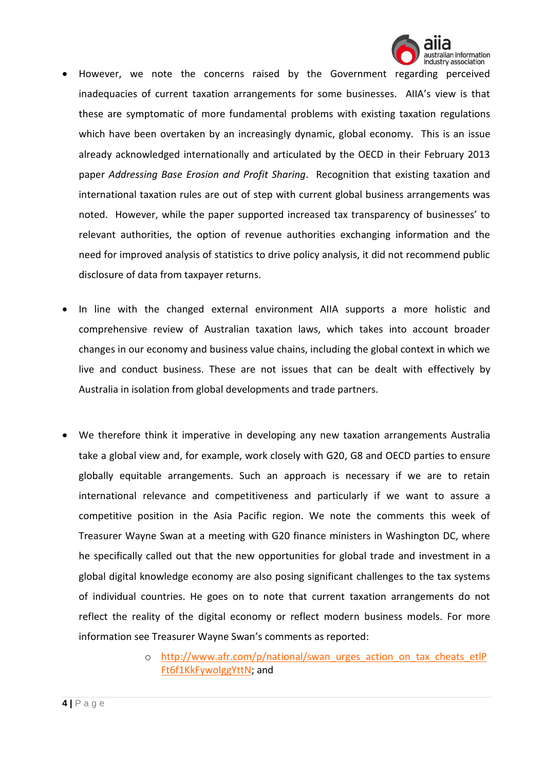- However, we note the concerns raised by the Government regarding perceived inadequacies of current taxation arrangements for some businesses. AIIA's view is that these are symptomatic of more fundamental problems with existing taxation regulations which have been overtaken by an increasingly dynamic, global economy. This is an issue already acknowledged internationally and articulated by the OECD in their February 2013 paper *Addressing Base Erosion and Profit Sharing*. Recognition that existing taxation and international taxation rules are out of step with current global business arrangements was noted. However, while the paper supported increased tax transparency of businesses' to relevant authorities, the option of revenue authorities exchanging information and the need for improved analysis of statistics to drive policy analysis, it did not recommend public disclosure of data from taxpayer returns.

- In line with the changed external environment AIIA supports a more holistic and comprehensive review of Australian taxation laws, which takes into account broader changes in our economy and business value chains, including the global context in which we live and conduct business. These are not issues that can be dealt with effectively by Australia in isolation from global developments and trade partners.

- We therefore think it imperative in developing any new taxation arrangements Australia take a global view and, for example, work closely with G20, G8 and OECD parties to ensure globally equitable arrangements. Such an approach is necessary if we are to retain international relevance and competitiveness and particularly if we want to assure a competitive position in the Asia Pacific region. We note the comments this week of Treasurer Wayne Swan at a meeting with G20 finance ministers in Washington DC, where he specifically called out that the new opportunities for global trade and investment in a global digital knowledge economy are also posing significant challenges to the tax systems of individual countries. He goes on to note that current taxation arrangements do not reflect the reality of the digital economy or reflect modern business models. For more information see Treasurer Wayne Swan's comments as reported:
    - http://www.afr.com/p/national/swan_urges_action_on_tax_cheats_etlPFt6f1KkFywolggYttN; and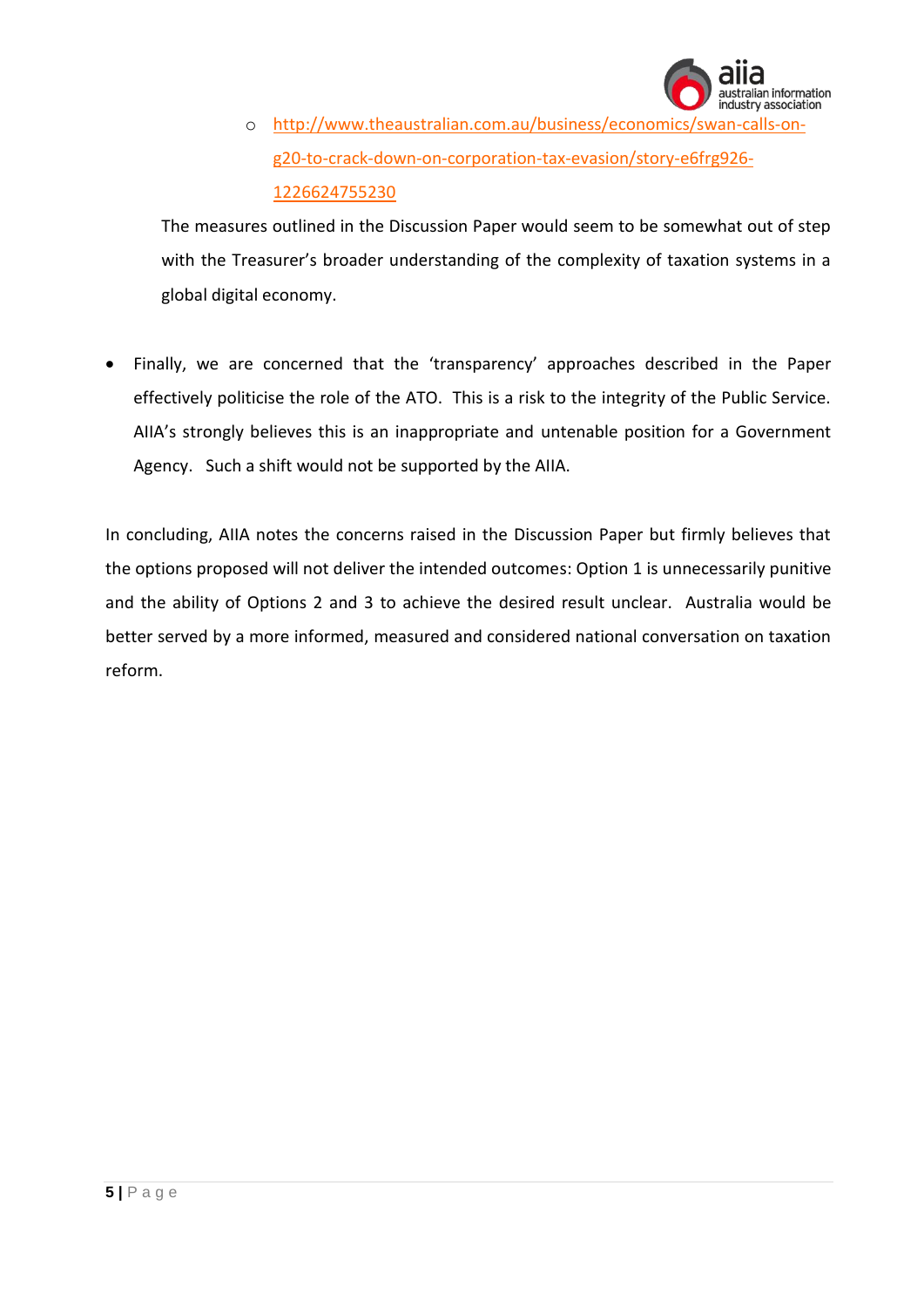- http://www.theaustralian.com.au/business/economics/swan-calls-on-g20-to-crack-down-on-corporation-tax-evasion/story-e6frg926-1226624755230

  The measures outlined in the Discussion Paper would seem to be somewhat out of step with the Treasurer's broader understanding of the complexity of taxation systems in a global digital economy.

- Finally, we are concerned that the 'transparency' approaches described in the Paper effectively politicise the role of the ATO. This is a risk to the integrity of the Public Service. AIIA's strongly believes this is an inappropriate and untenable position for a Government Agency. Such a shift would not be supported by the AIIA.

In concluding, AIIA notes the concerns raised in the Discussion Paper but firmly believes that the options proposed will not deliver the intended outcomes: Option 1 is unnecessarily punitive and the ability of Options 2 and 3 to achieve the desired result unclear. Australia would be better served by a more informed, measured and considered national conversation on taxation reform.